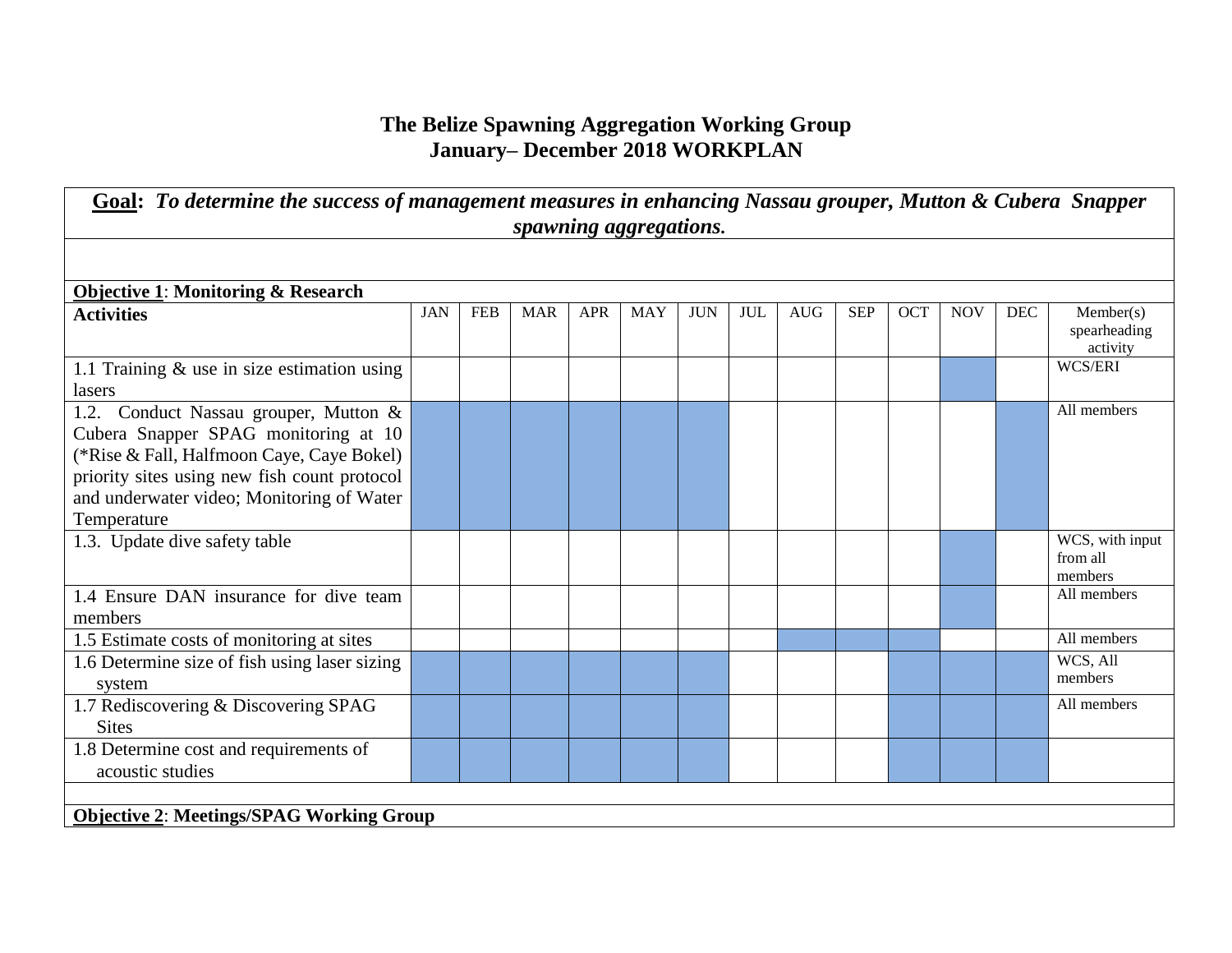# The Belize Spawning Aggregation Working Group
# January– December 2018 WORKPLAN

**Goal:** ***To determine the success of management measures in enhancing Nassau grouper, Mutton & Cubera Snapper spawning aggregations.***

Shaded months are marked with X.

**Objective 1: Monitoring & Research**

| Activities | JAN | FEB | MAR | APR | MAY | JUN | JUL | AUG | SEP | OCT | NOV | DEC | Member(s) spearheading activity |
|---|---|---|---|---|---|---|---|---|---|---|---|---|---|
| 1.1 Training & use in size estimation using lasers | | | | | | | | | | | X | | WCS/ERI |
| 1.2. Conduct Nassau grouper, Mutton & Cubera Snapper SPAG monitoring at 10 (*Rise & Fall, Halfmoon Caye, Caye Bokel) priority sites using new fish count protocol and underwater video; Monitoring of Water Temperature | X | X | X | X | X | X | | | | | | X | All members |
| 1.3. Update dive safety table | | | | | | | | | | | X | | WCS, with input from all members |
| 1.4 Ensure DAN insurance for dive team members | | | | | | | | | | | X | | All members |
| 1.5 Estimate costs of monitoring at sites | | | | | | | | X | X | X | | | All members |
| 1.6 Determine size of fish using laser sizing system | X | X | X | X | X | X | | | | X | X | X | WCS, All members |
| 1.7 Rediscovering & Discovering SPAG Sites | X | X | X | X | X | X | | | | X | X | X | All members |
| 1.8 Determine cost and requirements of acoustic studies | X | X | X | X | X | X | | | | X | X | X | |

**Objective 2: Meetings/SPAG Working Group**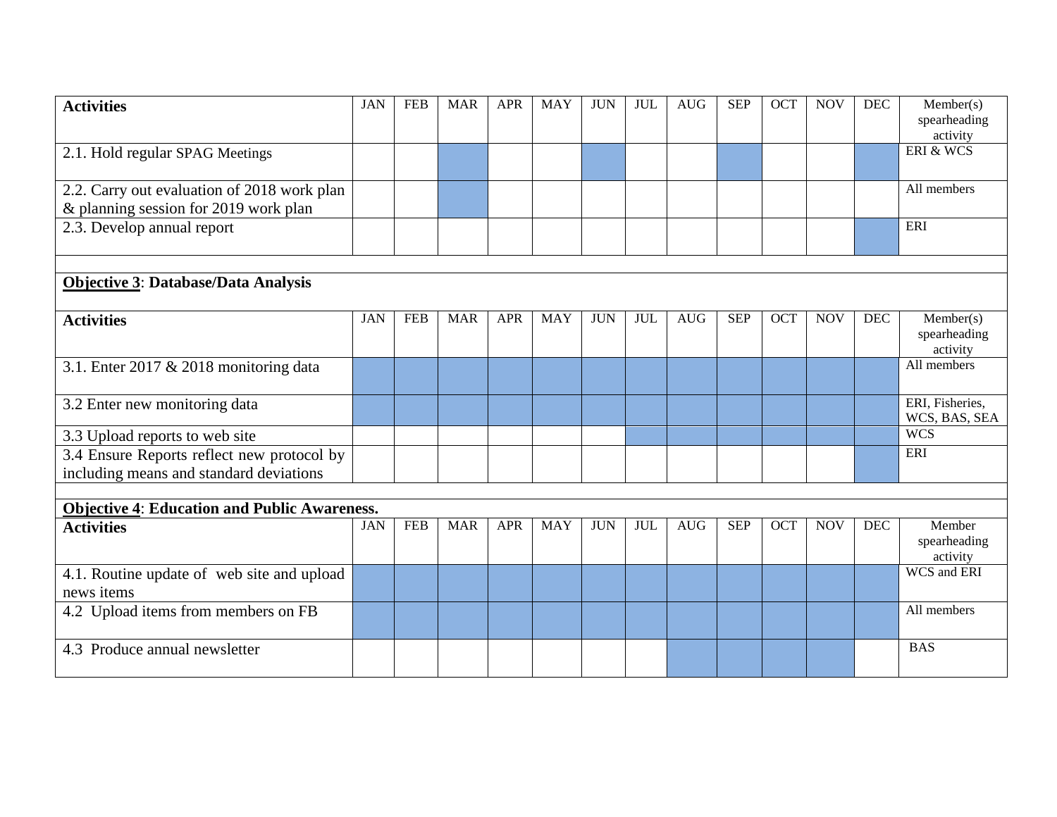| Activities | JAN | FEB | MAR | APR | MAY | JUN | JUL | AUG | SEP | OCT | NOV | DEC | Member(s) spearheading activity |
|---|---|---|---|---|---|---|---|---|---|---|---|---|---|
| 2.1. Hold regular SPAG Meetings | | | ■ | | | ■ | | | ■ | | | ■ | ERI & WCS |
| 2.2. Carry out evaluation of 2018 work plan & planning session for 2019 work plan | | | ■ | | | | | | | | | | All members |
| 2.3. Develop annual report | | | | | | | | | | | | ■ | ERI |

**Objective 3**: **Database/Data Analysis**

| Activities | JAN | FEB | MAR | APR | MAY | JUN | JUL | AUG | SEP | OCT | NOV | DEC | Member(s) spearheading activity |
|---|---|---|---|---|---|---|---|---|---|---|---|---|---|
| 3.1. Enter 2017 & 2018 monitoring data | ■ | ■ | ■ | ■ | ■ | ■ | ■ | ■ | ■ | ■ | ■ | ■ | All members |
| 3.2 Enter new monitoring data | ■ | ■ | ■ | ■ | ■ | ■ | ■ | ■ | ■ | ■ | ■ | ■ | ERI, Fisheries, WCS, BAS, SEA |
| 3.3 Upload reports to web site | | | | | | | ■ | ■ | ■ | ■ | ■ | ■ | WCS |
| 3.4 Ensure Reports reflect new protocol by including means and standard deviations | | | | | | | | | | | | ■ | ERI |

**Objective 4**: **Education and Public Awareness.**

| Activities | JAN | FEB | MAR | APR | MAY | JUN | JUL | AUG | SEP | OCT | NOV | DEC | Member spearheading activity |
|---|---|---|---|---|---|---|---|---|---|---|---|---|---|
| 4.1. Routine update of web site and upload news items | ■ | ■ | ■ | ■ | ■ | ■ | ■ | ■ | ■ | ■ | ■ | ■ | WCS and ERI |
| 4.2 Upload items from members on FB | ■ | ■ | ■ | ■ | ■ | ■ | ■ | ■ | ■ | ■ | ■ | ■ | All members |
| 4.3 Produce annual newsletter | | | | | | | | ■ | ■ | ■ | ■ | | BAS |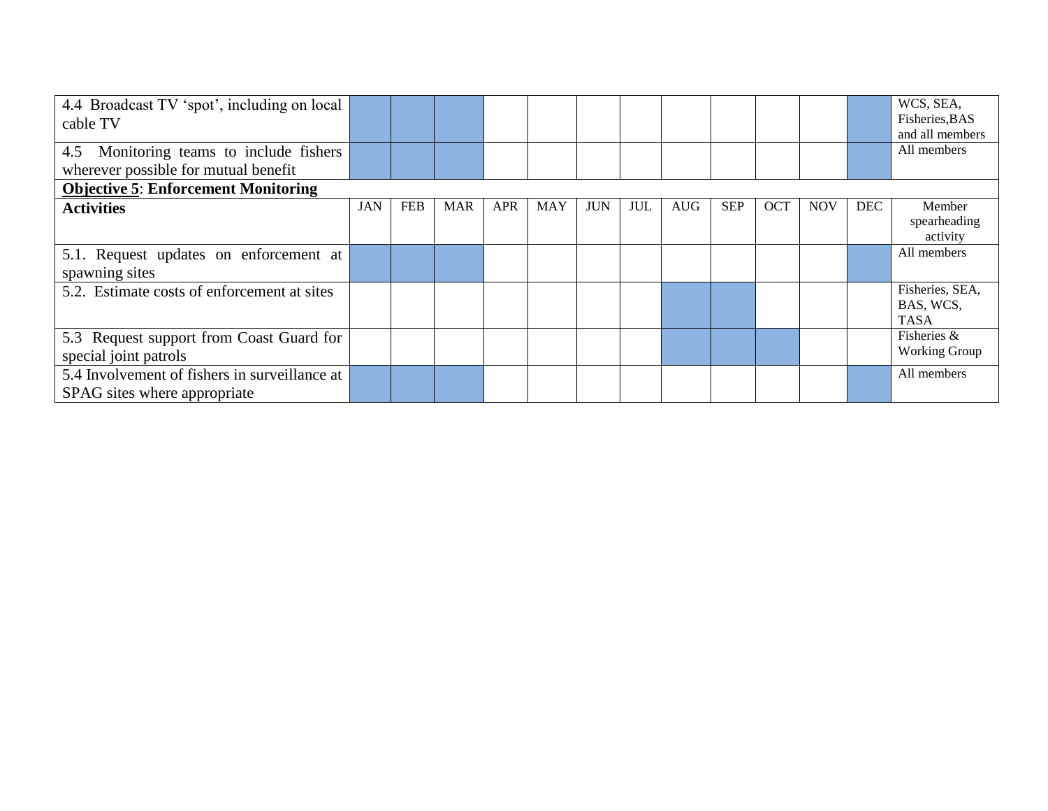| | | | | | | | | | | | | | |
|---|---|---|---|---|---|---|---|---|---|---|---|---|---|
| 4.4 Broadcast TV 'spot', including on local cable TV | | | | | | | | | | | | | WCS, SEA, Fisheries,BAS and all members |
| 4.5 Monitoring teams to include fishers wherever possible for mutual benefit | | | | | | | | | | | | | All members |
| **Objective 5**: **Enforcement Monitoring** | | | | | | | | | | | | | |
| **Activities** | JAN | FEB | MAR | APR | MAY | JUN | JUL | AUG | SEP | OCT | NOV | DEC | Member spearheading activity |
| 5.1. Request updates on enforcement at spawning sites | | | | | | | | | | | | | All members |
| 5.2. Estimate costs of enforcement at sites | | | | | | | | | | | | | Fisheries, SEA, BAS, WCS, TASA |
| 5.3 Request support from Coast Guard for special joint patrols | | | | | | | | | | | | | Fisheries & Working Group |
| 5.4 Involvement of fishers in surveillance at SPAG sites where appropriate | | | | | | | | | | | | | All members |